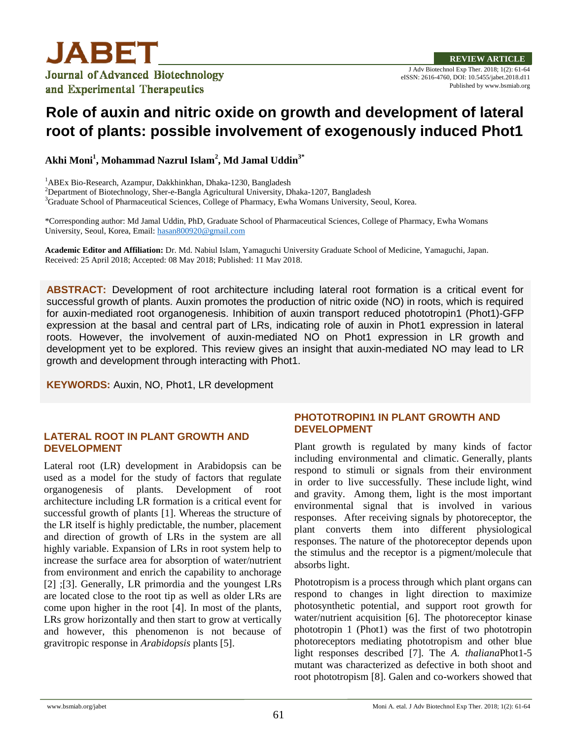JABET

Journal of Advanced Biotechnology and Experimental Therapeutics

REVIEW ARTICLE

J Adv Biotechnol Exp Ther. 2018; 1(2): 61-64
eISSN: 2616-4760, DOI: 10.5455/jabet.2018.d11
Published by www.bsmiab.org

# Role of auxin and nitric oxide on growth and development of lateral root of plants: possible involvement of exogenously induced Phot1

**Akhi Moni[1], Mohammad Nazrul Islam[2], Md Jamal Uddin[3*]**

[1]ABEx Bio-Research, Azampur, Dakkhinkhan, Dhaka-1230, Bangladesh
[2]Department of Biotechnology, Sher-e-Bangla Agricultural University, Dhaka-1207, Bangladesh
[3]Graduate School of Pharmaceutical Sciences, College of Pharmacy, Ewha Womans University, Seoul, Korea.

*Corresponding author: Md Jamal Uddin, PhD, Graduate School of Pharmaceutical Sciences, College of Pharmacy, Ewha Womans University, Seoul, Korea, Email: hasan800920@gmail.com

**Academic Editor and Affiliation:** Dr. Md. Nabiul Islam, Yamaguchi University Graduate School of Medicine, Yamaguchi, Japan.
Received: 25 April 2018; Accepted: 08 May 2018; Published: 11 May 2018.

**ABSTRACT:** Development of root architecture including lateral root formation is a critical event for successful growth of plants. Auxin promotes the production of nitric oxide (NO) in roots, which is required for auxin-mediated root organogenesis. Inhibition of auxin transport reduced phototropin1 (Phot1)-GFP expression at the basal and central part of LRs, indicating role of auxin in Phot1 expression in lateral roots. However, the involvement of auxin-mediated NO on Phot1 expression in LR growth and development yet to be explored. This review gives an insight that auxin-mediated NO may lead to LR growth and development through interacting with Phot1.

**KEYWORDS:** Auxin, NO, Phot1, LR development

## LATERAL ROOT IN PLANT GROWTH AND DEVELOPMENT

Lateral root (LR) development in Arabidopsis can be used as a model for the study of factors that regulate organogenesis of plants. Development of root architecture including LR formation is a critical event for successful growth of plants [1]. Whereas the structure of the LR itself is highly predictable, the number, placement and direction of growth of LRs in the system are all highly variable. Expansion of LRs in root system help to increase the surface area for absorption of water/nutrient from environment and enrich the capability to anchorage [2] ;[3]. Generally, LR primordia and the youngest LRs are located close to the root tip as well as older LRs are come upon higher in the root [4]. In most of the plants, LRs grow horizontally and then start to grow at vertically and however, this phenomenon is not because of gravitropic response in *Arabidopsis* plants [5].

## PHOTOTROPIN1 IN PLANT GROWTH AND DEVELOPMENT

Plant growth is regulated by many kinds of factor including environmental and climatic. Generally, plants respond to stimuli or signals from their environment in order to live successfully. These include light, wind and gravity. Among them, light is the most important environmental signal that is involved in various responses. After receiving signals by photoreceptor, the plant converts them into different physiological responses. The nature of the photoreceptor depends upon the stimulus and the receptor is a pigment/molecule that absorbs light.

Phototropism is a process through which plant organs can respond to changes in light direction to maximize photosynthetic potential, and support root growth for water/nutrient acquisition [6]. The photoreceptor kinase phototropin 1 (Phot1) was the first of two phototropin photoreceptors mediating phototropism and other blue light responses described [7]. The *A. thaliana*Phot1-5 mutant was characterized as defective in both shoot and root phototropism [8]. Galen and co-workers showed that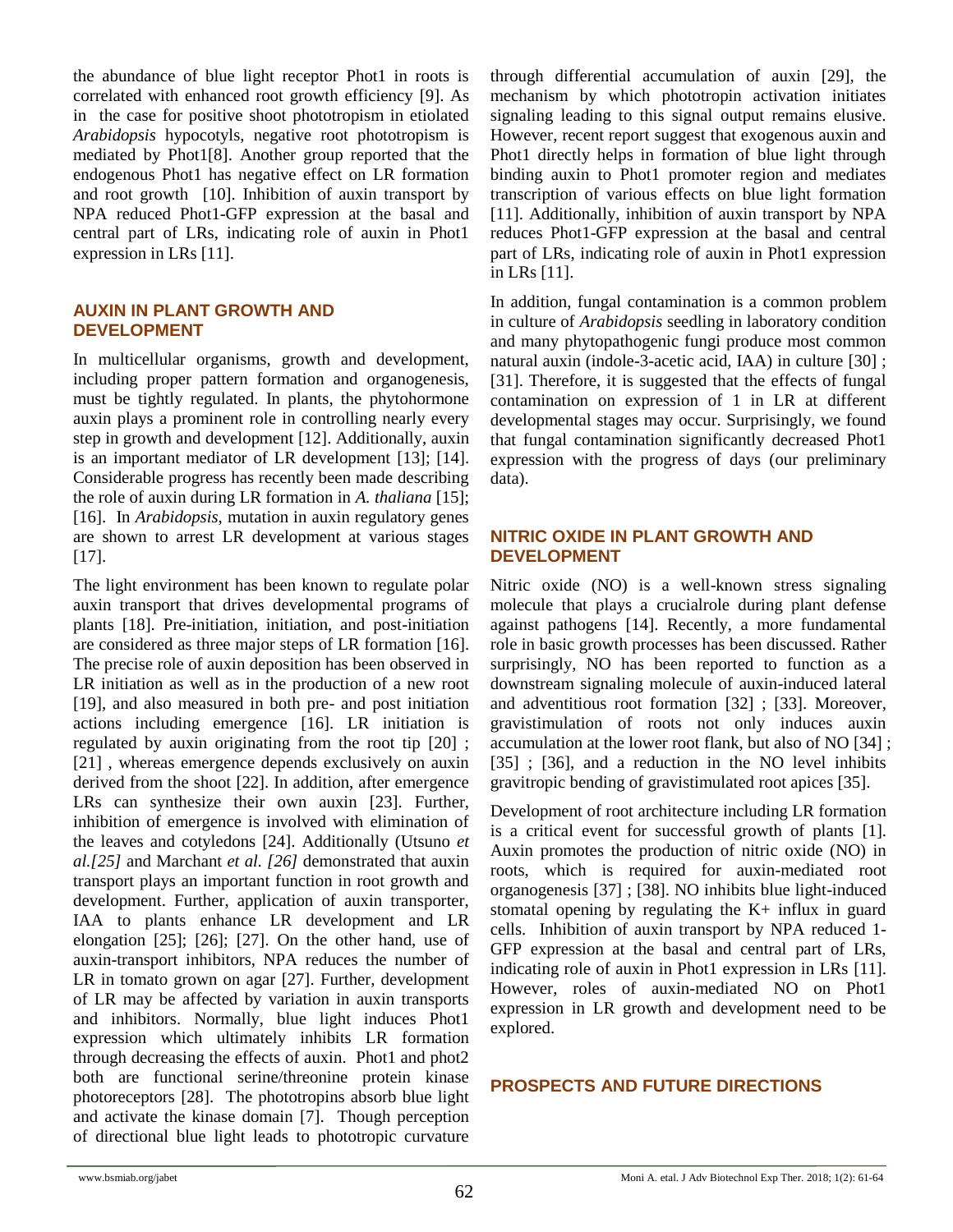the abundance of blue light receptor Phot1 in roots is correlated with enhanced root growth efficiency [9]. As in the case for positive shoot phototropism in etiolated *Arabidopsis* hypocotyls, negative root phototropism is mediated by Phot1[8]. Another group reported that the endogenous Phot1 has negative effect on LR formation and root growth [10]. Inhibition of auxin transport by NPA reduced Phot1-GFP expression at the basal and central part of LRs, indicating role of auxin in Phot1 expression in LRs [11].

## AUXIN IN PLANT GROWTH AND DEVELOPMENT

In multicellular organisms, growth and development, including proper pattern formation and organogenesis, must be tightly regulated. In plants, the phytohormone auxin plays a prominent role in controlling nearly every step in growth and development [12]. Additionally, auxin is an important mediator of LR development [13]; [14]. Considerable progress has recently been made describing the role of auxin during LR formation in *A. thaliana* [15]; [16]. In *Arabidopsis*, mutation in auxin regulatory genes are shown to arrest LR development at various stages [17].

The light environment has been known to regulate polar auxin transport that drives developmental programs of plants [18]. Pre-initiation, initiation, and post-initiation are considered as three major steps of LR formation [16]. The precise role of auxin deposition has been observed in LR initiation as well as in the production of a new root [19], and also measured in both pre- and post initiation actions including emergence [16]. LR initiation is regulated by auxin originating from the root tip [20] ; [21] , whereas emergence depends exclusively on auxin derived from the shoot [22]. In addition, after emergence LRs can synthesize their own auxin [23]. Further, inhibition of emergence is involved with elimination of the leaves and cotyledons [24]. Additionally (Utsuno *et al.[25]* and Marchant *et al. [26]* demonstrated that auxin transport plays an important function in root growth and development. Further, application of auxin transporter, IAA to plants enhance LR development and LR elongation [25]; [26]; [27]. On the other hand, use of auxin-transport inhibitors, NPA reduces the number of LR in tomato grown on agar [27]. Further, development of LR may be affected by variation in auxin transports and inhibitors. Normally, blue light induces Phot1 expression which ultimately inhibits LR formation through decreasing the effects of auxin. Phot1 and phot2 both are functional serine/threonine protein kinase photoreceptors [28]. The phototropins absorb blue light and activate the kinase domain [7]. Though perception of directional blue light leads to phototropic curvature through differential accumulation of auxin [29], the mechanism by which phototropin activation initiates signaling leading to this signal output remains elusive. However, recent report suggest that exogenous auxin and Phot1 directly helps in formation of blue light through binding auxin to Phot1 promoter region and mediates transcription of various effects on blue light formation [11]. Additionally, inhibition of auxin transport by NPA reduces Phot1-GFP expression at the basal and central part of LRs, indicating role of auxin in Phot1 expression in LRs [11].

In addition, fungal contamination is a common problem in culture of *Arabidopsis* seedling in laboratory condition and many phytopathogenic fungi produce most common natural auxin (indole-3-acetic acid, IAA) in culture [30] ; [31]. Therefore, it is suggested that the effects of fungal contamination on expression of 1 in LR at different developmental stages may occur. Surprisingly, we found that fungal contamination significantly decreased Phot1 expression with the progress of days (our preliminary data).

## NITRIC OXIDE IN PLANT GROWTH AND DEVELOPMENT

Nitric oxide (NO) is a well-known stress signaling molecule that plays a crucialrole during plant defense against pathogens [14]. Recently, a more fundamental role in basic growth processes has been discussed. Rather surprisingly, NO has been reported to function as a downstream signaling molecule of auxin-induced lateral and adventitious root formation [32] ; [33]. Moreover, gravistimulation of roots not only induces auxin accumulation at the lower root flank, but also of NO [34] ; [35] ; [36], and a reduction in the NO level inhibits gravitropic bending of gravistimulated root apices [35].

Development of root architecture including LR formation is a critical event for successful growth of plants [1]. Auxin promotes the production of nitric oxide (NO) in roots, which is required for auxin-mediated root organogenesis [37] ; [38]. NO inhibits blue light-induced stomatal opening by regulating the K+ influx in guard cells. Inhibition of auxin transport by NPA reduced 1-GFP expression at the basal and central part of LRs, indicating role of auxin in Phot1 expression in LRs [11]. However, roles of auxin-mediated NO on Phot1 expression in LR growth and development need to be explored.

## PROSPECTS AND FUTURE DIRECTIONS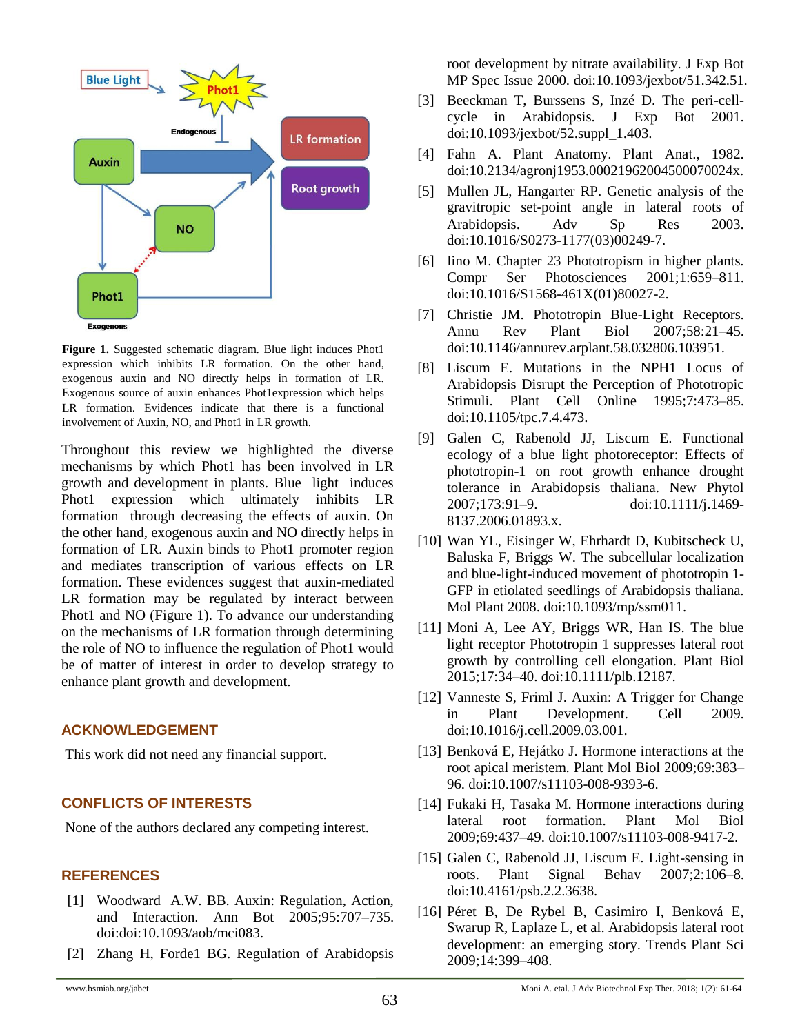**Figure 1.** Suggested schematic diagram. Blue light induces Phot1 expression which inhibits LR formation. On the other hand, exogenous auxin and NO directly helps in formation of LR. Exogenous source of auxin enhances Phot1expression which helps LR formation. Evidences indicate that there is a functional involvement of Auxin, NO, and Phot1 in LR growth.

Throughout this review we highlighted the diverse mechanisms by which Phot1 has been involved in LR growth and development in plants. Blue light induces Phot1 expression which ultimately inhibits LR formation through decreasing the effects of auxin. On the other hand, exogenous auxin and NO directly helps in formation of LR. Auxin binds to Phot1 promoter region and mediates transcription of various effects on LR formation. These evidences suggest that auxin-mediated LR formation may be regulated by interact between Phot1 and NO (Figure 1). To advance our understanding on the mechanisms of LR formation through determining the role of NO to influence the regulation of Phot1 would be of matter of interest in order to develop strategy to enhance plant growth and development.

## ACKNOWLEDGEMENT

This work did not need any financial support.

## CONFLICTS OF INTERESTS

None of the authors declared any competing interest.

## REFERENCES

[1] Woodward A.W. BB. Auxin: Regulation, Action, and Interaction. Ann Bot 2005;95:707–735. doi:doi:10.1093/aob/mci083.

[2] Zhang H, Forde1 BG. Regulation of Arabidopsis root development by nitrate availability. J Exp Bot MP Spec Issue 2000. doi:10.1093/jexbot/51.342.51.

[3] Beeckman T, Burssens S, Inzé D. The peri-cell-cycle in Arabidopsis. J Exp Bot 2001. doi:10.1093/jexbot/52.suppl_1.403.

[4] Fahn A. Plant Anatomy. Plant Anat., 1982. doi:10.2134/agronj1953.00021962004500070024x.

[5] Mullen JL, Hangarter RP. Genetic analysis of the gravitropic set-point angle in lateral roots of Arabidopsis. Adv Sp Res 2003. doi:10.1016/S0273-1177(03)00249-7.

[6] Iino M. Chapter 23 Phototropism in higher plants. Compr Ser Photosciences 2001;1:659–811. doi:10.1016/S1568-461X(01)80027-2.

[7] Christie JM. Phototropin Blue-Light Receptors. Annu Rev Plant Biol 2007;58:21–45. doi:10.1146/annurev.arplant.58.032806.103951.

[8] Liscum E. Mutations in the NPH1 Locus of Arabidopsis Disrupt the Perception of Phototropic Stimuli. Plant Cell Online 1995;7:473–85. doi:10.1105/tpc.7.4.473.

[9] Galen C, Rabenold JJ, Liscum E. Functional ecology of a blue light photoreceptor: Effects of phototropin-1 on root growth enhance drought tolerance in Arabidopsis thaliana. New Phytol 2007;173:91–9. doi:10.1111/j.1469-8137.2006.01893.x.

[10] Wan YL, Eisinger W, Ehrhardt D, Kubitscheck U, Baluska F, Briggs W. The subcellular localization and blue-light-induced movement of phototropin 1-GFP in etiolated seedlings of Arabidopsis thaliana. Mol Plant 2008. doi:10.1093/mp/ssm011.

[11] Moni A, Lee AY, Briggs WR, Han IS. The blue light receptor Phototropin 1 suppresses lateral root growth by controlling cell elongation. Plant Biol 2015;17:34–40. doi:10.1111/plb.12187.

[12] Vanneste S, Friml J. Auxin: A Trigger for Change in Plant Development. Cell 2009. doi:10.1016/j.cell.2009.03.001.

[13] Benková E, Hejátko J. Hormone interactions at the root apical meristem. Plant Mol Biol 2009;69:383–96. doi:10.1007/s11103-008-9393-6.

[14] Fukaki H, Tasaka M. Hormone interactions during lateral root formation. Plant Mol Biol 2009;69:437–49. doi:10.1007/s11103-008-9417-2.

[15] Galen C, Rabenold JJ, Liscum E. Light-sensing in roots. Plant Signal Behav 2007;2:106–8. doi:10.4161/psb.2.2.3638.

[16] Péret B, De Rybel B, Casimiro I, Benková E, Swarup R, Laplaze L, et al. Arabidopsis lateral root development: an emerging story. Trends Plant Sci 2009;14:399–408.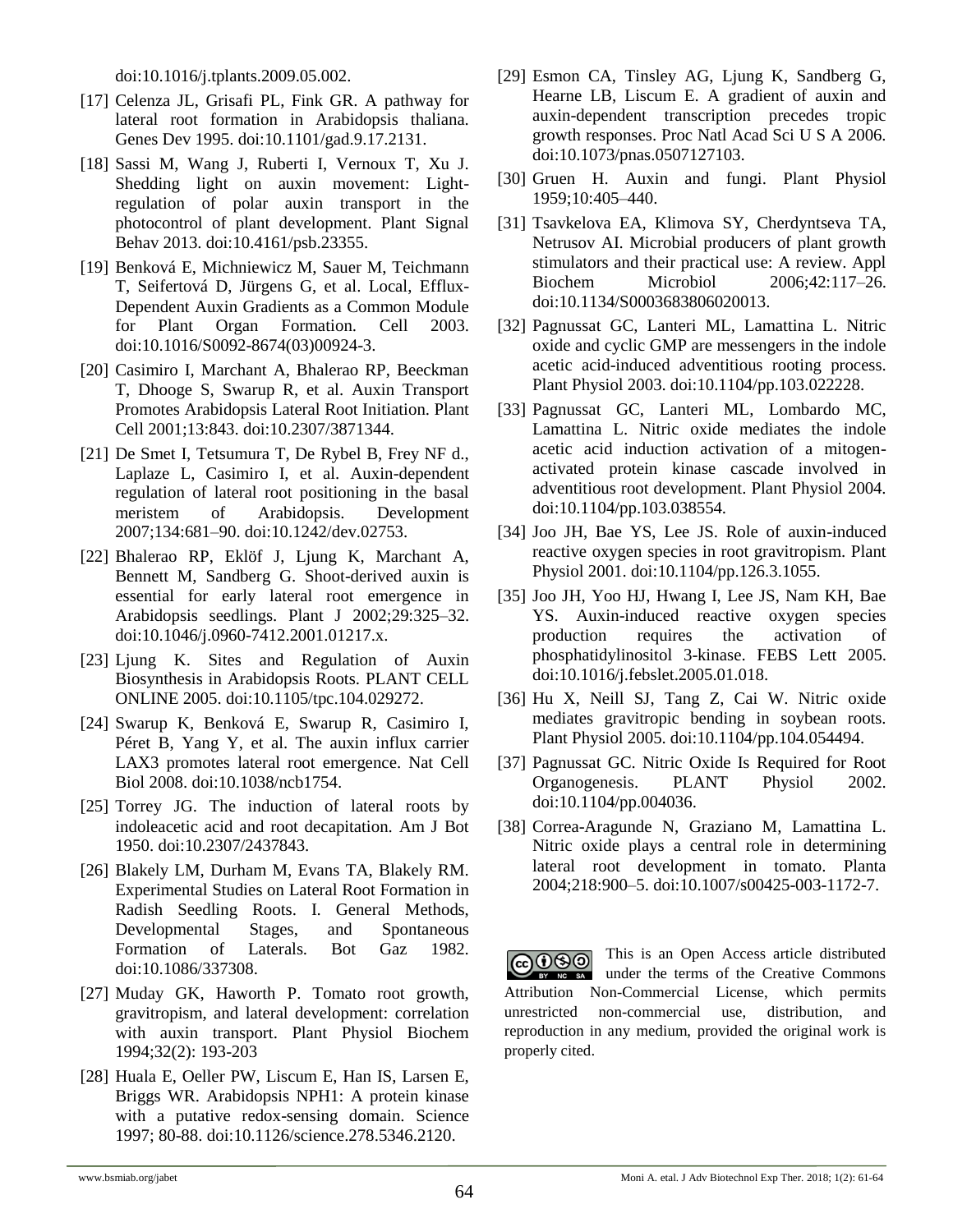doi:10.1016/j.tplants.2009.05.002.

[17] Celenza JL, Grisafi PL, Fink GR. A pathway for lateral root formation in Arabidopsis thaliana. Genes Dev 1995. doi:10.1101/gad.9.17.2131.

[18] Sassi M, Wang J, Ruberti I, Vernoux T, Xu J. Shedding light on auxin movement: Light-regulation of polar auxin transport in the photocontrol of plant development. Plant Signal Behav 2013. doi:10.4161/psb.23355.

[19] Benková E, Michniewicz M, Sauer M, Teichmann T, Seifertová D, Jürgens G, et al. Local, Efflux-Dependent Auxin Gradients as a Common Module for Plant Organ Formation. Cell 2003. doi:10.1016/S0092-8674(03)00924-3.

[20] Casimiro I, Marchant A, Bhalerao RP, Beeckman T, Dhooge S, Swarup R, et al. Auxin Transport Promotes Arabidopsis Lateral Root Initiation. Plant Cell 2001;13:843. doi:10.2307/3871344.

[21] De Smet I, Tetsumura T, De Rybel B, Frey NF d., Laplaze L, Casimiro I, et al. Auxin-dependent regulation of lateral root positioning in the basal meristem of Arabidopsis. Development 2007;134:681–90. doi:10.1242/dev.02753.

[22] Bhalerao RP, Eklöf J, Ljung K, Marchant A, Bennett M, Sandberg G. Shoot-derived auxin is essential for early lateral root emergence in Arabidopsis seedlings. Plant J 2002;29:325–32. doi:10.1046/j.0960-7412.2001.01217.x.

[23] Ljung K. Sites and Regulation of Auxin Biosynthesis in Arabidopsis Roots. PLANT CELL ONLINE 2005. doi:10.1105/tpc.104.029272.

[24] Swarup K, Benková E, Swarup R, Casimiro I, Péret B, Yang Y, et al. The auxin influx carrier LAX3 promotes lateral root emergence. Nat Cell Biol 2008. doi:10.1038/ncb1754.

[25] Torrey JG. The induction of lateral roots by indoleacetic acid and root decapitation. Am J Bot 1950. doi:10.2307/2437843.

[26] Blakely LM, Durham M, Evans TA, Blakely RM. Experimental Studies on Lateral Root Formation in Radish Seedling Roots. I. General Methods, Developmental Stages, and Spontaneous Formation of Laterals. Bot Gaz 1982. doi:10.1086/337308.

[27] Muday GK, Haworth P. Tomato root growth, gravitropism, and lateral development: correlation with auxin transport. Plant Physiol Biochem 1994;32(2): 193-203

[28] Huala E, Oeller PW, Liscum E, Han IS, Larsen E, Briggs WR. Arabidopsis NPH1: A protein kinase with a putative redox-sensing domain. Science 1997; 80-88. doi:10.1126/science.278.5346.2120.

[29] Esmon CA, Tinsley AG, Ljung K, Sandberg G, Hearne LB, Liscum E. A gradient of auxin and auxin-dependent transcription precedes tropic growth responses. Proc Natl Acad Sci U S A 2006. doi:10.1073/pnas.0507127103.

[30] Gruen H. Auxin and fungi. Plant Physiol 1959;10:405–440.

[31] Tsavkelova EA, Klimova SY, Cherdyntseva TA, Netrusov AI. Microbial producers of plant growth stimulators and their practical use: A review. Appl Biochem Microbiol 2006;42:117–26. doi:10.1134/S0003683806020013.

[32] Pagnussat GC, Lanteri ML, Lamattina L. Nitric oxide and cyclic GMP are messengers in the indole acetic acid-induced adventitious rooting process. Plant Physiol 2003. doi:10.1104/pp.103.022228.

[33] Pagnussat GC, Lanteri ML, Lombardo MC, Lamattina L. Nitric oxide mediates the indole acetic acid induction activation of a mitogen-activated protein kinase cascade involved in adventitious root development. Plant Physiol 2004. doi:10.1104/pp.103.038554.

[34] Joo JH, Bae YS, Lee JS. Role of auxin-induced reactive oxygen species in root gravitropism. Plant Physiol 2001. doi:10.1104/pp.126.3.1055.

[35] Joo JH, Yoo HJ, Hwang I, Lee JS, Nam KH, Bae YS. Auxin-induced reactive oxygen species production requires the activation of phosphatidylinositol 3-kinase. FEBS Lett 2005. doi:10.1016/j.febslet.2005.01.018.

[36] Hu X, Neill SJ, Tang Z, Cai W. Nitric oxide mediates gravitropic bending in soybean roots. Plant Physiol 2005. doi:10.1104/pp.104.054494.

[37] Pagnussat GC. Nitric Oxide Is Required for Root Organogenesis. PLANT Physiol 2002. doi:10.1104/pp.004036.

[38] Correa-Aragunde N, Graziano M, Lamattina L. Nitric oxide plays a central role in determining lateral root development in tomato. Planta 2004;218:900–5. doi:10.1007/s00425-003-1172-7.

This is an Open Access article distributed under the terms of the Creative Commons Attribution Non-Commercial License, which permits unrestricted non-commercial use, distribution, and reproduction in any medium, provided the original work is properly cited.